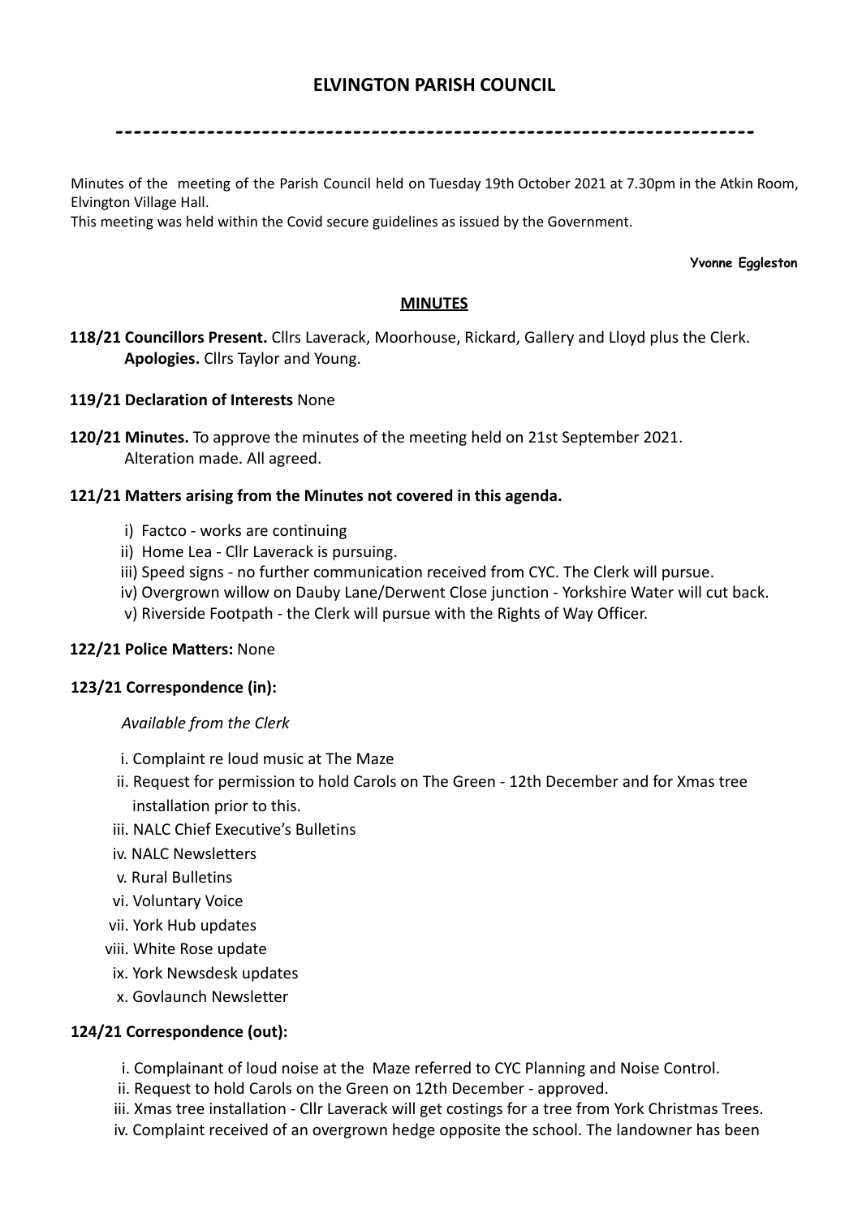# ELVINGTON PARISH COUNCIL

----------------------------------------------------------------------

Minutes of the meeting of the Parish Council held on Tuesday 19th October 2021 at 7.30pm in the Atkin Room, Elvington Village Hall.
This meeting was held within the Covid secure guidelines as issued by the Government.

**Yvonne Eggleston**

## MINUTES

**118/21 Councillors Present.** Cllrs Laverack, Moorhouse, Rickard, Gallery and Lloyd plus the Clerk.
**Apologies.** Cllrs Taylor and Young.

**119/21 Declaration of Interests** None

**120/21 Minutes.** To approve the minutes of the meeting held on 21st September 2021.
Alteration made. All agreed.

**121/21 Matters arising from the Minutes not covered in this agenda.**

i) Factco - works are continuing
ii) Home Lea - Cllr Laverack is pursuing.
iii) Speed signs - no further communication received from CYC. The Clerk will pursue.
iv) Overgrown willow on Dauby Lane/Derwent Close junction - Yorkshire Water will cut back.
v) Riverside Footpath - the Clerk will pursue with the Rights of Way Officer.

**122/21 Police Matters:** None

**123/21 Correspondence (in):**

*Available from the Clerk*

i. Complaint re loud music at The Maze
ii. Request for permission to hold Carols on The Green - 12th December and for Xmas tree installation prior to this.
iii. NALC Chief Executive's Bulletins
iv. NALC Newsletters
v. Rural Bulletins
vi. Voluntary Voice
vii. York Hub updates
viii. White Rose update
ix. York Newsdesk updates
x. Govlaunch Newsletter

**124/21 Correspondence (out):**

i. Complainant of loud noise at the Maze referred to CYC Planning and Noise Control.
ii. Request to hold Carols on the Green on 12th December - approved.
iii. Xmas tree installation - Cllr Laverack will get costings for a tree from York Christmas Trees.
iv. Complaint received of an overgrown hedge opposite the school. The landowner has been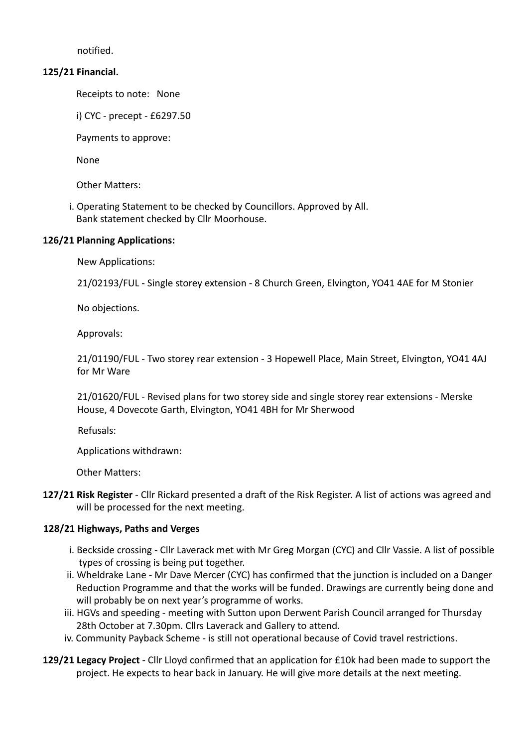notified.

**125/21 Financial.**

Receipts to note: None

i) CYC - precept - £6297.50

Payments to approve:

None

Other Matters:

i. Operating Statement to be checked by Councillors. Approved by All.
   Bank statement checked by Cllr Moorhouse.

**126/21 Planning Applications:**

New Applications:

21/02193/FUL - Single storey extension - 8 Church Green, Elvington, YO41 4AE for M Stonier

No objections.

Approvals:

21/01190/FUL - Two storey rear extension - 3 Hopewell Place, Main Street, Elvington, YO41 4AJ for Mr Ware

21/01620/FUL - Revised plans for two storey side and single storey rear extensions - Merske House, 4 Dovecote Garth, Elvington, YO41 4BH for Mr Sherwood

Refusals:

Applications withdrawn:

Other Matters:

**127/21 Risk Register** - Cllr Rickard presented a draft of the Risk Register. A list of actions was agreed and will be processed for the next meeting.

**128/21 Highways, Paths and Verges**

i. Beckside crossing - Cllr Laverack met with Mr Greg Morgan (CYC) and Cllr Vassie. A list of possible types of crossing is being put together.
ii. Wheldrake Lane - Mr Dave Mercer (CYC) has confirmed that the junction is included on a Danger Reduction Programme and that the works will be funded. Drawings are currently being done and will probably be on next year's programme of works.
iii. HGVs and speeding - meeting with Sutton upon Derwent Parish Council arranged for Thursday 28th October at 7.30pm. Cllrs Laverack and Gallery to attend.
iv. Community Payback Scheme - is still not operational because of Covid travel restrictions.

**129/21 Legacy Project** - Cllr Lloyd confirmed that an application for £10k had been made to support the project. He expects to hear back in January. He will give more details at the next meeting.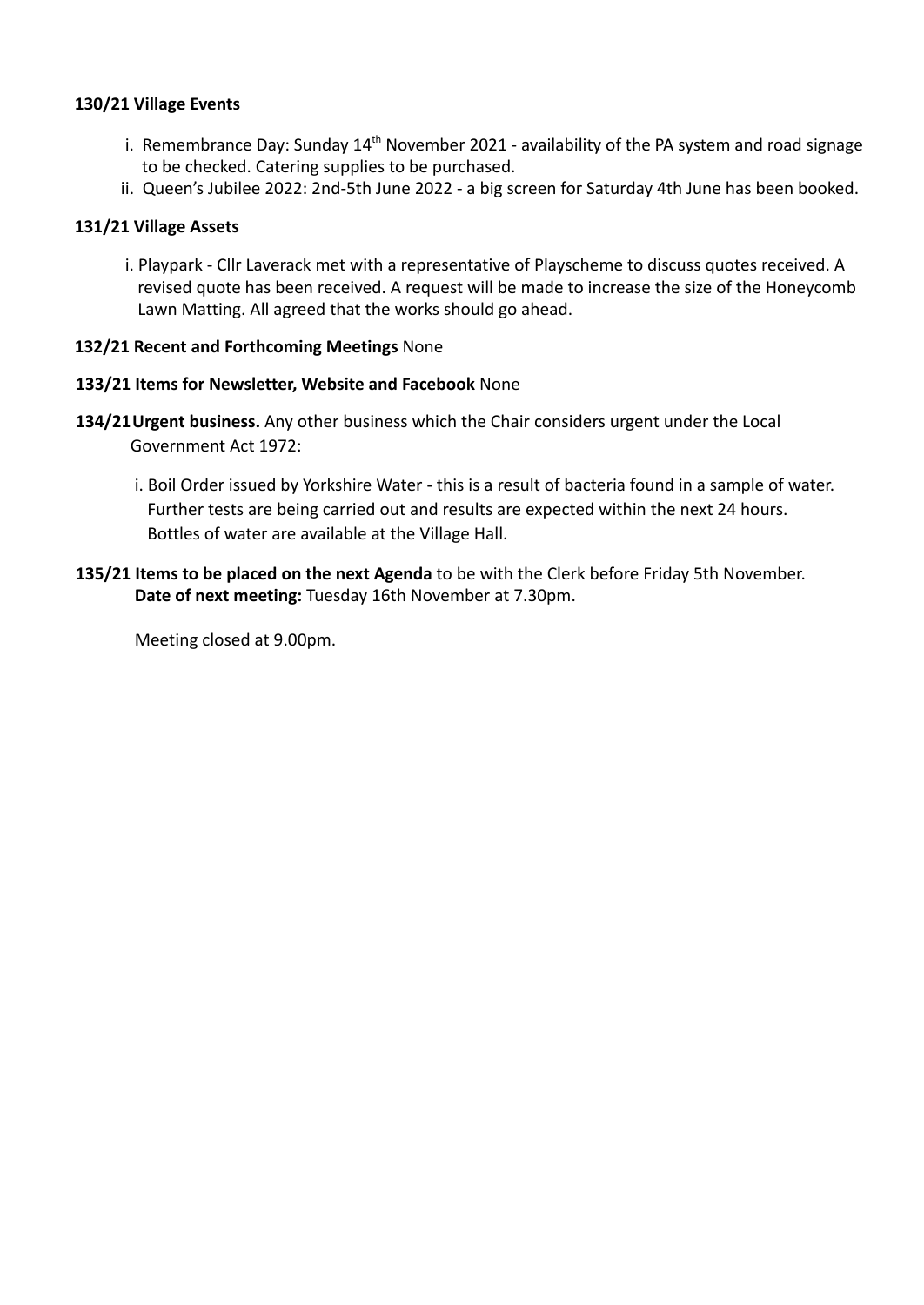**130/21 Village Events**

i. Remembrance Day: Sunday 14th November 2021 - availability of the PA system and road signage to be checked. Catering supplies to be purchased.
ii. Queen's Jubilee 2022: 2nd-5th June 2022 - a big screen for Saturday 4th June has been booked.

**131/21 Village Assets**

i. Playpark - Cllr Laverack met with a representative of Playscheme to discuss quotes received. A revised quote has been received. A request will be made to increase the size of the Honeycomb Lawn Matting. All agreed that the works should go ahead.

**132/21 Recent and Forthcoming Meetings** None

**133/21 Items for Newsletter, Website and Facebook** None

**134/21 Urgent business.** Any other business which the Chair considers urgent under the Local Government Act 1972:

i. Boil Order issued by Yorkshire Water - this is a result of bacteria found in a sample of water. Further tests are being carried out and results are expected within the next 24 hours. Bottles of water are available at the Village Hall.

**135/21 Items to be placed on the next Agenda** to be with the Clerk before Friday 5th November.
**Date of next meeting:** Tuesday 16th November at 7.30pm.

Meeting closed at 9.00pm.